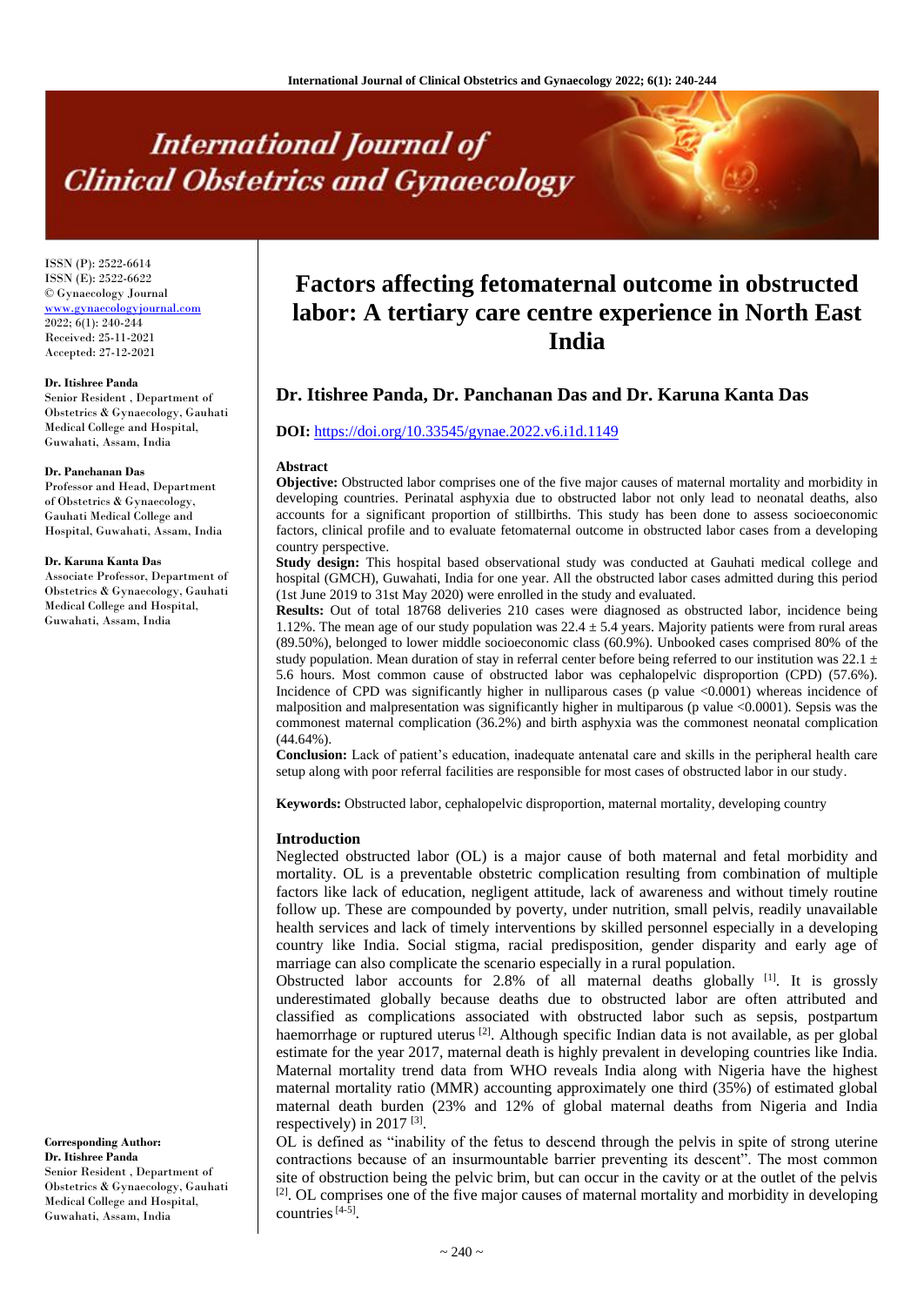# Factors affecting fetomaternal outcome in obstructed labor: A tertiary care centre experience in North East India

## Dr. Itishree Panda, Dr. Panchanan Das and Dr. Karuna Kanta Das

ISSN (P): 2522-6614
ISSN (E): 2522-6622
© Gynaecology Journal
www.gynaecologyjournal.com
2022; 6(1): 240-244
Received: 25-11-2021
Accepted: 27-12-2021

**Dr. Itishree Panda**
Senior Resident, Department of Obstetrics & Gynaecology, Gauhati Medical College and Hospital, Guwahati, Assam, India

**Dr. Panchanan Das**
Professor and Head, Department of Obstetrics & Gynaecology, Gauhati Medical College and Hospital, Guwahati, Assam, India

**Dr. Karuna Kanta Das**
Associate Professor, Department of Obstetrics & Gynaecology, Gauhati Medical College and Hospital, Guwahati, Assam, India

**Corresponding Author:**
**Dr. Itishree Panda**
Senior Resident, Department of Obstetrics & Gynaecology, Gauhati Medical College and Hospital, Guwahati, Assam, India

**DOI:** https://doi.org/10.33545/gynae.2022.v6.i1d.1149

### Abstract

**Objective:** Obstructed labor comprises one of the five major causes of maternal mortality and morbidity in developing countries. Perinatal asphyxia due to obstructed labor not only lead to neonatal deaths, also accounts for a significant proportion of stillbirths. This study has been done to assess socioeconomic factors, clinical profile and to evaluate fetomaternal outcome in obstructed labor cases from a developing country perspective.

**Study design:** This hospital based observational study was conducted at Gauhati medical college and hospital (GMCH), Guwahati, India for one year. All the obstructed labor cases admitted during this period (1st June 2019 to 31st May 2020) were enrolled in the study and evaluated.

**Results:** Out of total 18768 deliveries 210 cases were diagnosed as obstructed labor, incidence being 1.12%. The mean age of our study population was 22.4 ± 5.4 years. Majority patients were from rural areas (89.50%), belonged to lower middle socioeconomic class (60.9%). Unbooked cases comprised 80% of the study population. Mean duration of stay in referral center before being referred to our institution was 22.1 ± 5.6 hours. Most common cause of obstructed labor was cephalopelvic disproportion (CPD) (57.6%). Incidence of CPD was significantly higher in nulliparous cases (p value <0.0001) whereas incidence of malposition and malpresentation was significantly higher in multiparous (p value <0.0001). Sepsis was the commonest maternal complication (36.2%) and birth asphyxia was the commonest neonatal complication (44.64%).

**Conclusion:** Lack of patient's education, inadequate antenatal care and skills in the peripheral health care setup along with poor referral facilities are responsible for most cases of obstructed labor in our study.

**Keywords:** Obstructed labor, cephalopelvic disproportion, maternal mortality, developing country

### Introduction

Neglected obstructed labor (OL) is a major cause of both maternal and fetal morbidity and mortality. OL is a preventable obstetric complication resulting from combination of multiple factors like lack of education, negligent attitude, lack of awareness and without timely routine follow up. These are compounded by poverty, under nutrition, small pelvis, readily unavailable health services and lack of timely interventions by skilled personnel especially in a developing country like India. Social stigma, racial predisposition, gender disparity and early age of marriage can also complicate the scenario especially in a rural population.

Obstructed labor accounts for 2.8% of all maternal deaths globally [1]. It is grossly underestimated globally because deaths due to obstructed labor are often attributed and classified as complications associated with obstructed labor such as sepsis, postpartum haemorrhage or ruptured uterus [2]. Although specific Indian data is not available, as per global estimate for the year 2017, maternal death is highly prevalent in developing countries like India. Maternal mortality trend data from WHO reveals India along with Nigeria have the highest maternal mortality ratio (MMR) accounting approximately one third (35%) of estimated global maternal death burden (23% and 12% of global maternal deaths from Nigeria and India respectively) in 2017 [3].

OL is defined as "inability of the fetus to descend through the pelvis in spite of strong uterine contractions because of an insurmountable barrier preventing its descent". The most common site of obstruction being the pelvic brim, but can occur in the cavity or at the outlet of the pelvis [2]. OL comprises one of the five major causes of maternal mortality and morbidity in developing countries [4-5].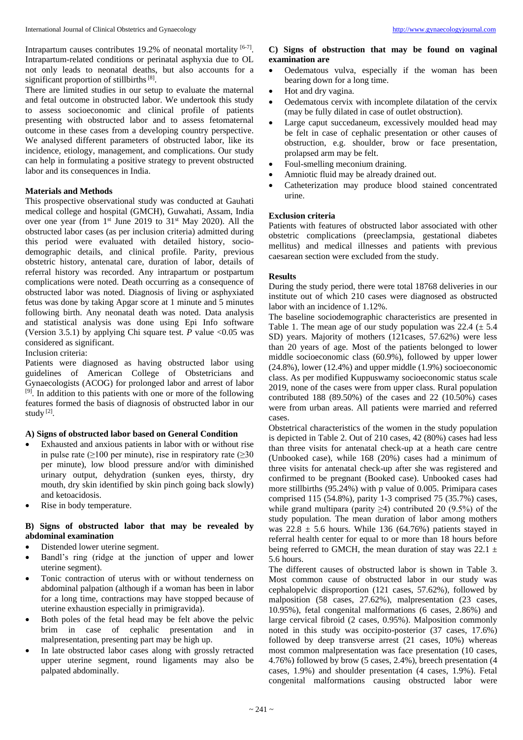Intrapartum causes contributes 19.2% of neonatal mortality [6-7]. Intrapartum-related conditions or perinatal asphyxia due to OL not only leads to neonatal deaths, but also accounts for a significant proportion of stillbirths [8].

There are limited studies in our setup to evaluate the maternal and fetal outcome in obstructed labor. We undertook this study to assess socioeconomic and clinical profile of patients presenting with obstructed labor and to assess fetomaternal outcome in these cases from a developing country perspective. We analysed different parameters of obstructed labor, like its incidence, etiology, management, and complications. Our study can help in formulating a positive strategy to prevent obstructed labor and its consequences in India.

## Materials and Methods

This prospective observational study was conducted at Gauhati medical college and hospital (GMCH), Guwahati, Assam, India over one year (from 1st June 2019 to 31st May 2020). All the obstructed labor cases (as per inclusion criteria) admitted during this period were evaluated with detailed history, socio-demographic details, and clinical profile. Parity, previous obstetric history, antenatal care, duration of labor, details of referral history was recorded. Any intrapartum or postpartum complications were noted. Death occurring as a consequence of obstructed labor was noted. Diagnosis of living or asphyxiated fetus was done by taking Apgar score at 1 minute and 5 minutes following birth. Any neonatal death was noted. Data analysis and statistical analysis was done using Epi Info software (Version 3.5.1) by applying Chi square test. *P* value <0.05 was considered as significant.

Inclusion criteria:

Patients were diagnosed as having obstructed labor using guidelines of American College of Obstetricians and Gynaecologists (ACOG) for prolonged labor and arrest of labor [9]. In addition to this patients with one or more of the following features formed the basis of diagnosis of obstructed labor in our study [2].

### A) Signs of obstructed labor based on General Condition

- Exhausted and anxious patients in labor with or without rise in pulse rate (≥100 per minute), rise in respiratory rate (≥30 per minute), low blood pressure and/or with diminished urinary output, dehydration (sunken eyes, thirsty, dry mouth, dry skin identified by skin pinch going back slowly) and ketoacidosis.
- Rise in body temperature.

### B) Signs of obstructed labor that may be revealed by abdominal examination

- Distended lower uterine segment.
- Bandl's ring (ridge at the junction of upper and lower uterine segment).
- Tonic contraction of uterus with or without tenderness on abdominal palpation (although if a woman has been in labor for a long time, contractions may have stopped because of uterine exhaustion especially in primigravida).
- Both poles of the fetal head may be felt above the pelvic brim in case of cephalic presentation and in malpresentation, presenting part may be high up.
- In late obstructed labor cases along with grossly retracted upper uterine segment, round ligaments may also be palpated abdominally.

### C) Signs of obstruction that may be found on vaginal examination are

- Oedematous vulva, especially if the woman has been bearing down for a long time.
- Hot and dry vagina.
- Oedematous cervix with incomplete dilatation of the cervix (may be fully dilated in case of outlet obstruction).
- Large caput succedaneum, excessively moulded head may be felt in case of cephalic presentation or other causes of obstruction, e.g. shoulder, brow or face presentation, prolapsed arm may be felt.
- Foul-smelling meconium draining.
- Amniotic fluid may be already drained out.
- Catheterization may produce blood stained concentrated urine.

### Exclusion criteria

Patients with features of obstructed labor associated with other obstetric complications (preeclampsia, gestational diabetes mellitus) and medical illnesses and patients with previous caesarean section were excluded from the study.

## Results

During the study period, there were total 18768 deliveries in our institute out of which 210 cases were diagnosed as obstructed labor with an incidence of 1.12%.

The baseline sociodemographic characteristics are presented in Table 1. The mean age of our study population was 22.4 (± 5.4 SD) years. Majority of mothers (121cases, 57.62%) were less than 20 years of age. Most of the patients belonged to lower middle socioeconomic class (60.9%), followed by upper lower (24.8%), lower (12.4%) and upper middle (1.9%) socioeconomic class. As per modified Kuppuswamy socioeconomic status scale 2019, none of the cases were from upper class. Rural population contributed 188 (89.50%) of the cases and 22 (10.50%) cases were from urban areas. All patients were married and referred cases.

Obstetrical characteristics of the women in the study population is depicted in Table 2. Out of 210 cases, 42 (80%) cases had less than three visits for antenatal check-up at a heath care centre (Unbooked case), while 168 (20%) cases had a minimum of three visits for antenatal check-up after she was registered and confirmed to be pregnant (Booked case). Unbooked cases had more stillbirths (95.24%) with p value of 0.005. Primipara cases comprised 115 (54.8%), parity 1-3 comprised 75 (35.7%) cases, while grand multipara (parity ≥4) contributed 20 (9.5%) of the study population. The mean duration of labor among mothers was 22.8 ± 5.6 hours. While 136 (64.76%) patients stayed in referral health center for equal to or more than 18 hours before being referred to GMCH, the mean duration of stay was 22.1 ± 5.6 hours.

The different causes of obstructed labor is shown in Table 3. Most common cause of obstructed labor in our study was cephalopelvic disproportion (121 cases, 57.62%), followed by malposition (58 cases, 27.62%), malpresentation (23 cases, 10.95%), fetal congenital malformations (6 cases, 2.86%) and large cervical fibroid (2 cases, 0.95%). Malposition commonly noted in this study was occipito-posterior (37 cases, 17.6%) followed by deep transverse arrest (21 cases, 10%) whereas most common malpresentation was face presentation (10 cases, 4.76%) followed by brow (5 cases, 2.4%), breech presentation (4 cases, 1.9%) and shoulder presentation (4 cases, 1.9%). Fetal congenital malformations causing obstructed labor were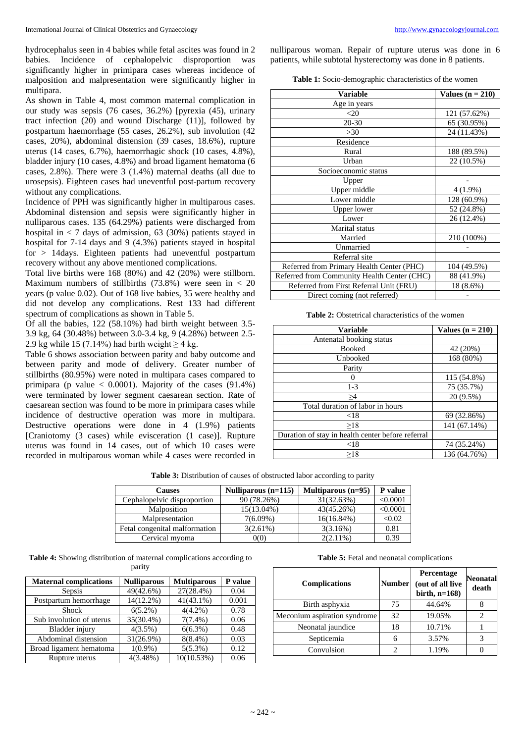hydrocephalus seen in 4 babies while fetal ascites was found in 2 babies. Incidence of cephalopelvic disproportion was significantly higher in primipara cases whereas incidence of malposition and malpresentation were significantly higher in multipara.

As shown in Table 4, most common maternal complication in our study was sepsis (76 cases, 36.2%) [pyrexia (45), urinary tract infection (20) and wound Discharge (11)], followed by postpartum haemorrhage (55 cases, 26.2%), sub involution (42 cases, 20%), abdominal distension (39 cases, 18.6%), rupture uterus (14 cases, 6.7%), haemorrhagic shock (10 cases, 4.8%), bladder injury (10 cases, 4.8%) and broad ligament hematoma (6 cases, 2.8%). There were 3 (1.4%) maternal deaths (all due to urosepsis). Eighteen cases had uneventful post-partum recovery without any complications.

Incidence of PPH was significantly higher in multiparous cases. Abdominal distension and sepsis were significantly higher in nulliparous cases. 135 (64.29%) patients were discharged from hospital in < 7 days of admission, 63 (30%) patients stayed in hospital for 7-14 days and 9 (4.3%) patients stayed in hospital for > 14days. Eighteen patients had uneventful postpartum recovery without any above mentioned complications.

Total live births were 168 (80%) and 42 (20%) were stillborn. Maximum numbers of stillbirths (73.8%) were seen in < 20 years (p value 0.02). Out of 168 live babies, 35 were healthy and did not develop any complications. Rest 133 had different spectrum of complications as shown in Table 5.

Of all the babies, 122 (58.10%) had birth weight between 3.5-3.9 kg, 64 (30.48%) between 3.0-3.4 kg, 9 (4.28%) between 2.5-2.9 kg while 15 (7.14%) had birth weight ≥ 4 kg.

Table 6 shows association between parity and baby outcome and between parity and mode of delivery. Greater number of stillbirths (80.95%) were noted in multipara cases compared to primipara (p value < 0.0001). Majority of the cases (91.4%) were terminated by lower segment caesarean section. Rate of caesarean section was found to be more in primipara cases while incidence of destructive operation was more in multipara. Destructive operations were done in 4 (1.9%) patients [Craniotomy (3 cases) while evisceration (1 case)]. Rupture uterus was found in 14 cases, out of which 10 cases were recorded in multiparous woman while 4 cases were recorded in nulliparous woman. Repair of rupture uterus was done in 6 patients, while subtotal hysterectomy was done in 8 patients.

**Table 1:** Socio-demographic characteristics of the women

| Variable | Values (n = 210) |
|---|---|
| Age in years | |
| <20 | 121 (57.62%) |
| 20-30 | 65 (30.95%) |
| >30 | 24 (11.43%) |
| Residence | |
| Rural | 188 (89.5%) |
| Urban | 22 (10.5%) |
| Socioeconomic status | |
| Upper | - |
| Upper middle | 4 (1.9%) |
| Lower middle | 128 (60.9%) |
| Upper lower | 52 (24.8%) |
| Lower | 26 (12.4%) |
| Marital status | |
| Married | 210 (100%) |
| Unmarried | - |
| Referral site | |
| Referred from Primary Health Center (PHC) | 104 (49.5%) |
| Referred from Community Health Center (CHC) | 88 (41.9%) |
| Referred from First Referral Unit (FRU) | 18 (8.6%) |
| Direct coming (not referred) | - |

**Table 2:** Obstetrical characteristics of the women

| Variable | Values (n = 210) |
|---|---|
| Antenatal booking status | |
| Booked | 42 (20%) |
| Unbooked | 168 (80%) |
| Parity | |
| 0 | 115 (54.8%) |
| 1-3 | 75 (35.7%) |
| ≥4 | 20 (9.5%) |
| Total duration of labor in hours | |
| <18 | 69 (32.86%) |
| ≥18 | 141 (67.14%) |
| Duration of stay in health center before referral | |
| <18 | 74 (35.24%) |
| ≥18 | 136 (64.76%) |

**Table 3:** Distribution of causes of obstructed labor according to parity

| Causes | Nulliparous (n=115) | Multiparous (n=95) | P value |
|---|---|---|---|
| Cephalopelvic disproportion | 90 (78.26%) | 31(32.63%) | <0.0001 |
| Malposition | 15(13.04%) | 43(45.26%) | <0.0001 |
| Malpresentation | 7(6.09%) | 16(16.84%) | <0.02 |
| Fetal congenital malformation | 3(2.61%) | 3(3.16%) | 0.81 |
| Cervical myoma | 0(0) | 2(2.11%) | 0.39 |

**Table 4:** Showing distribution of maternal complications according to parity

| Maternal complications | Nulliparous | Multiparous | P value |
|---|---|---|---|
| Sepsis | 49(42.6%) | 27(28.4%) | 0.04 |
| Postpartum hemorrhage | 14(12.2%) | 41(43.1%) | 0.001 |
| Shock | 6(5.2%) | 4(4.2%) | 0.78 |
| Sub involution of uterus | 35(30.4%) | 7(7.4%) | 0.06 |
| Bladder injury | 4(3.5%) | 6(6.3%) | 0.48 |
| Abdominal distension | 31(26.9%) | 8(8.4%) | 0.03 |
| Broad ligament hematoma | 1(0.9%) | 5(5.3%) | 0.12 |
| Rupture uterus | 4(3.48%) | 10(10.53%) | 0.06 |

**Table 5:** Fetal and neonatal complications

| Complications | Number | Percentage (out of all live birth, n=168) | Neonatal death |
|---|---|---|---|
| Birth asphyxia | 75 | 44.64% | 8 |
| Meconium aspiration syndrome | 32 | 19.05% | 2 |
| Neonatal jaundice | 18 | 10.71% | 1 |
| Septicemia | 6 | 3.57% | 3 |
| Convulsion | 2 | 1.19% | 0 |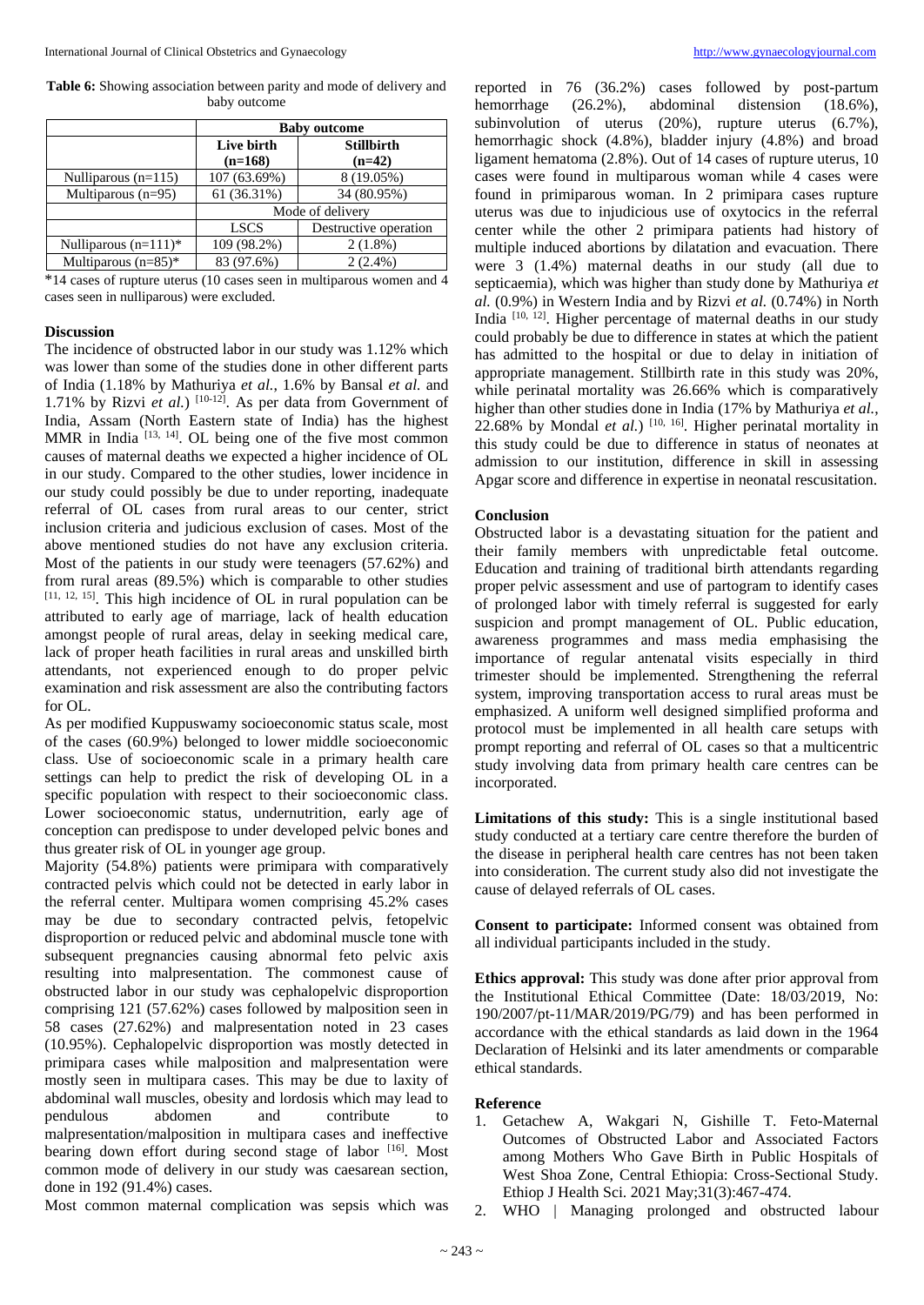**Table 6:** Showing association between parity and mode of delivery and baby outcome

| | Baby outcome | |
|---|---|---|
| | Live birth (n=168) | Stillbirth (n=42) |
| Nulliparous (n=115) | 107 (63.69%) | 8 (19.05%) |
| Multiparous (n=95) | 61 (36.31%) | 34 (80.95%) |
| | Mode of delivery | |
| | LSCS | Destructive operation |
| Nulliparous (n=111)* | 109 (98.2%) | 2 (1.8%) |
| Multiparous (n=85)* | 83 (97.6%) | 2 (2.4%) |

*14 cases of rupture uterus (10 cases seen in multiparous women and 4 cases seen in nulliparous) were excluded.

## Discussion

The incidence of obstructed labor in our study was 1.12% which was lower than some of the studies done in other different parts of India (1.18% by Mathuriya *et al.*, 1.6% by Bansal *et al.* and 1.71% by Rizvi *et al.*) [10-12]. As per data from Government of India, Assam (North Eastern state of India) has the highest MMR in India [13, 14]. OL being one of the five most common causes of maternal deaths we expected a higher incidence of OL in our study. Compared to the other studies, lower incidence in our study could possibly be due to under reporting, inadequate referral of OL cases from rural areas to our center, strict inclusion criteria and judicious exclusion of cases. Most of the above mentioned studies do not have any exclusion criteria. Most of the patients in our study were teenagers (57.62%) and from rural areas (89.5%) which is comparable to other studies [11, 12, 15]. This high incidence of OL in rural population can be attributed to early age of marriage, lack of health education amongst people of rural areas, delay in seeking medical care, lack of proper heath facilities in rural areas and unskilled birth attendants, not experienced enough to do proper pelvic examination and risk assessment are also the contributing factors for OL.

As per modified Kuppuswamy socioeconomic status scale, most of the cases (60.9%) belonged to lower middle socioeconomic class. Use of socioeconomic scale in a primary health care settings can help to predict the risk of developing OL in a specific population with respect to their socioeconomic class. Lower socioeconomic status, undernutrition, early age of conception can predispose to under developed pelvic bones and thus greater risk of OL in younger age group.

Majority (54.8%) patients were primipara with comparatively contracted pelvis which could not be detected in early labor in the referral center. Multipara women comprising 45.2% cases may be due to secondary contracted pelvis, fetopelvic disproportion or reduced pelvic and abdominal muscle tone with subsequent pregnancies causing abnormal feto pelvic axis resulting into malpresentation. The commonest cause of obstructed labor in our study was cephalopelvic disproportion comprising 121 (57.62%) cases followed by malposition seen in 58 cases (27.62%) and malpresentation noted in 23 cases (10.95%). Cephalopelvic disproportion was mostly detected in primipara cases while malposition and malpresentation were mostly seen in multipara cases. This may be due to laxity of abdominal wall muscles, obesity and lordosis which may lead to pendulous abdomen and contribute to malpresentation/malposition in multipara cases and ineffective bearing down effort during second stage of labor [16]. Most common mode of delivery in our study was caesarean section, done in 192 (91.4%) cases.

Most common maternal complication was sepsis which was reported in 76 (36.2%) cases followed by post-partum hemorrhage (26.2%), abdominal distension (18.6%), subinvolution of uterus (20%), rupture uterus (6.7%), hemorrhagic shock (4.8%), bladder injury (4.8%) and broad ligament hematoma (2.8%). Out of 14 cases of rupture uterus, 10 cases were found in multiparous woman while 4 cases were found in primiparous woman. In 2 primipara cases rupture uterus was due to injudicious use of oxytocics in the referral center while the other 2 primipara patients had history of multiple induced abortions by dilatation and evacuation. There were 3 (1.4%) maternal deaths in our study (all due to septicaemia), which was higher than study done by Mathuriya *et al.* (0.9%) in Western India and by Rizvi *et al.* (0.74%) in North India [10, 12]. Higher percentage of maternal deaths in our study could probably be due to difference in states at which the patient has admitted to the hospital or due to delay in initiation of appropriate management. Stillbirth rate in this study was 20%, while perinatal mortality was 26.66% which is comparatively higher than other studies done in India (17% by Mathuriya *et al.*, 22.68% by Mondal *et al.*) [10, 16]. Higher perinatal mortality in this study could be due to difference in status of neonates at admission to our institution, difference in skill in assessing Apgar score and difference in expertise in neonatal rescusitation.

## Conclusion

Obstructed labor is a devastating situation for the patient and their family members with unpredictable fetal outcome. Education and training of traditional birth attendants regarding proper pelvic assessment and use of partogram to identify cases of prolonged labor with timely referral is suggested for early suspicion and prompt management of OL. Public education, awareness programmes and mass media emphasising the importance of regular antenatal visits especially in third trimester should be implemented. Strengthening the referral system, improving transportation access to rural areas must be emphasized. A uniform well designed simplified proforma and protocol must be implemented in all health care setups with prompt reporting and referral of OL cases so that a multicentric study involving data from primary health care centres can be incorporated.

**Limitations of this study:** This is a single institutional based study conducted at a tertiary care centre therefore the burden of the disease in peripheral health care centres has not been taken into consideration. The current study also did not investigate the cause of delayed referrals of OL cases.

**Consent to participate:** Informed consent was obtained from all individual participants included in the study.

**Ethics approval:** This study was done after prior approval from the Institutional Ethical Committee (Date: 18/03/2019, No: 190/2007/pt-11/MAR/2019/PG/79) and has been performed in accordance with the ethical standards as laid down in the 1964 Declaration of Helsinki and its later amendments or comparable ethical standards.

## Reference

1. Getachew A, Wakgari N, Gishille T. Feto-Maternal Outcomes of Obstructed Labor and Associated Factors among Mothers Who Gave Birth in Public Hospitals of West Shoa Zone, Central Ethiopia: Cross-Sectional Study. Ethiop J Health Sci. 2021 May;31(3):467-474.
2. WHO | Managing prolonged and obstructed labour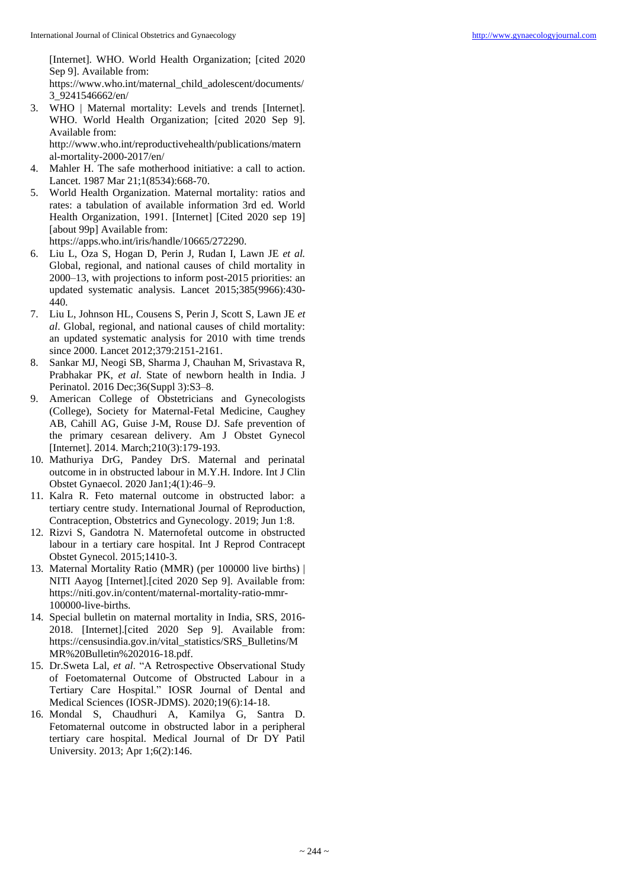[Internet]. WHO. World Health Organization; [cited 2020 Sep 9]. Available from: https://www.who.int/maternal_child_adolescent/documents/3_9241546662/en/

3. WHO | Maternal mortality: Levels and trends [Internet]. WHO. World Health Organization; [cited 2020 Sep 9]. Available from: http://www.who.int/reproductivehealth/publications/maternal-mortality-2000-2017/en/
4. Mahler H. The safe motherhood initiative: a call to action. Lancet. 1987 Mar 21;1(8534):668-70.
5. World Health Organization. Maternal mortality: ratios and rates: a tabulation of available information 3rd ed. World Health Organization, 1991. [Internet] [Cited 2020 sep 19] [about 99p] Available from: https://apps.who.int/iris/handle/10665/272290.
6. Liu L, Oza S, Hogan D, Perin J, Rudan I, Lawn JE *et al.* Global, regional, and national causes of child mortality in 2000–13, with projections to inform post-2015 priorities: an updated systematic analysis. Lancet 2015;385(9966):430-440.
7. Liu L, Johnson HL, Cousens S, Perin J, Scott S, Lawn JE *et al*. Global, regional, and national causes of child mortality: an updated systematic analysis for 2010 with time trends since 2000. Lancet 2012;379:2151-2161.
8. Sankar MJ, Neogi SB, Sharma J, Chauhan M, Srivastava R, Prabhakar PK, *et al*. State of newborn health in India. J Perinatol. 2016 Dec;36(Suppl 3):S3–8.
9. American College of Obstetricians and Gynecologists (College), Society for Maternal-Fetal Medicine, Caughey AB, Cahill AG, Guise J-M, Rouse DJ. Safe prevention of the primary cesarean delivery. Am J Obstet Gynecol [Internet]. 2014. March;210(3):179-193.
10. Mathuriya DrG, Pandey DrS. Maternal and perinatal outcome in in obstructed labour in M.Y.H. Indore. Int J Clin Obstet Gynaecol. 2020 Jan1;4(1):46–9.
11. Kalra R. Feto maternal outcome in obstructed labor: a tertiary centre study. International Journal of Reproduction, Contraception, Obstetrics and Gynecology. 2019; Jun 1:8.
12. Rizvi S, Gandotra N. Maternofetal outcome in obstructed labour in a tertiary care hospital. Int J Reprod Contracept Obstet Gynecol. 2015;1410-3.
13. Maternal Mortality Ratio (MMR) (per 100000 live births) | NITI Aayog [Internet].[cited 2020 Sep 9]. Available from: https://niti.gov.in/content/maternal-mortality-ratio-mmr-100000-live-births.
14. Special bulletin on maternal mortality in India, SRS, 2016-2018. [Internet].[cited 2020 Sep 9]. Available from: https://censusindia.gov.in/vital_statistics/SRS_Bulletins/MMR%20Bulletin%202016-18.pdf.
15. Dr.Sweta Lal, *et al*. "A Retrospective Observational Study of Foetomaternal Outcome of Obstructed Labour in a Tertiary Care Hospital." IOSR Journal of Dental and Medical Sciences (IOSR-JDMS). 2020;19(6):14-18.
16. Mondal S, Chaudhuri A, Kamilya G, Santra D. Fetomaternal outcome in obstructed labor in a peripheral tertiary care hospital. Medical Journal of Dr DY Patil University. 2013; Apr 1;6(2):146.